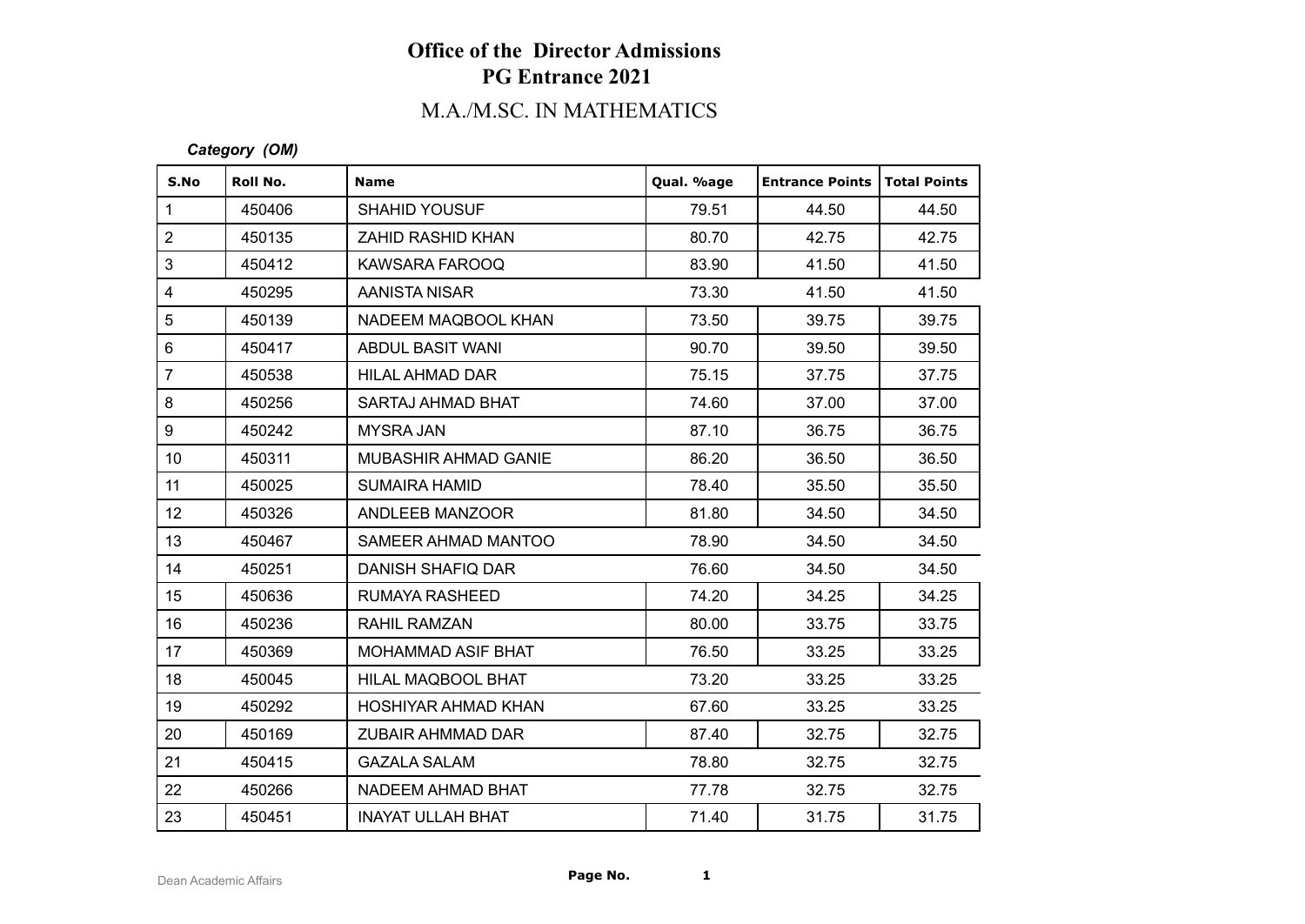# Office of the Director Admissions
## PG Entrance 2021

## M.A./M.SC. IN MATHEMATICS

***Category (OM)***

| S.No | Roll No. | Name | Qual. %age | Entrance Points | Total Points |
|---|---|---|---|---|---|
| 1 | 450406 | SHAHID YOUSUF | 79.51 | 44.50 | 44.50 |
| 2 | 450135 | ZAHID RASHID KHAN | 80.70 | 42.75 | 42.75 |
| 3 | 450412 | KAWSARA FAROOQ | 83.90 | 41.50 | 41.50 |
| 4 | 450295 | AANISTA NISAR | 73.30 | 41.50 | 41.50 |
| 5 | 450139 | NADEEM MAQBOOL KHAN | 73.50 | 39.75 | 39.75 |
| 6 | 450417 | ABDUL BASIT WANI | 90.70 | 39.50 | 39.50 |
| 7 | 450538 | HILAL AHMAD DAR | 75.15 | 37.75 | 37.75 |
| 8 | 450256 | SARTAJ AHMAD BHAT | 74.60 | 37.00 | 37.00 |
| 9 | 450242 | MYSRA JAN | 87.10 | 36.75 | 36.75 |
| 10 | 450311 | MUBASHIR AHMAD GANIE | 86.20 | 36.50 | 36.50 |
| 11 | 450025 | SUMAIRA HAMID | 78.40 | 35.50 | 35.50 |
| 12 | 450326 | ANDLEEB MANZOOR | 81.80 | 34.50 | 34.50 |
| 13 | 450467 | SAMEER AHMAD MANTOO | 78.90 | 34.50 | 34.50 |
| 14 | 450251 | DANISH SHAFIQ DAR | 76.60 | 34.50 | 34.50 |
| 15 | 450636 | RUMAYA RASHEED | 74.20 | 34.25 | 34.25 |
| 16 | 450236 | RAHIL RAMZAN | 80.00 | 33.75 | 33.75 |
| 17 | 450369 | MOHAMMAD ASIF BHAT | 76.50 | 33.25 | 33.25 |
| 18 | 450045 | HILAL MAQBOOL BHAT | 73.20 | 33.25 | 33.25 |
| 19 | 450292 | HOSHIYAR AHMAD KHAN | 67.60 | 33.25 | 33.25 |
| 20 | 450169 | ZUBAIR AHMMAD DAR | 87.40 | 32.75 | 32.75 |
| 21 | 450415 | GAZALA SALAM | 78.80 | 32.75 | 32.75 |
| 22 | 450266 | NADEEM AHMAD BHAT | 77.78 | 32.75 | 32.75 |
| 23 | 450451 | INAYAT ULLAH BHAT | 71.40 | 31.75 | 31.75 |

Dean Academic Affairs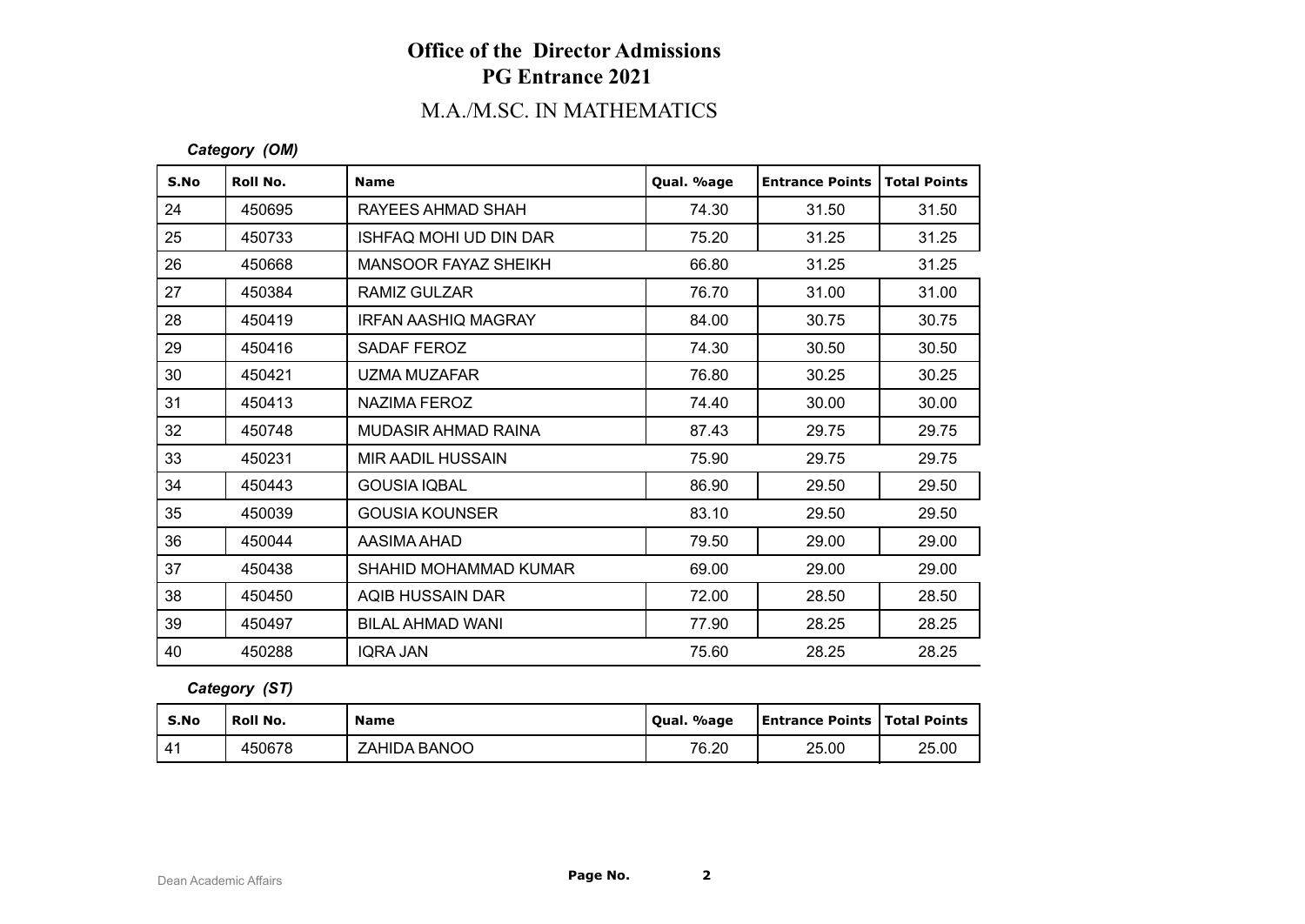# Office of the Director Admissions
## PG Entrance 2021

## M.A./M.SC. IN MATHEMATICS

*Category (OM)*

| S.No | Roll No. | Name | Qual. %age | Entrance Points | Total Points |
|---|---|---|---|---|---|
| 24 | 450695 | RAYEES AHMAD SHAH | 74.30 | 31.50 | 31.50 |
| 25 | 450733 | ISHFAQ MOHI UD DIN DAR | 75.20 | 31.25 | 31.25 |
| 26 | 450668 | MANSOOR FAYAZ SHEIKH | 66.80 | 31.25 | 31.25 |
| 27 | 450384 | RAMIZ GULZAR | 76.70 | 31.00 | 31.00 |
| 28 | 450419 | IRFAN AASHIQ MAGRAY | 84.00 | 30.75 | 30.75 |
| 29 | 450416 | SADAF FEROZ | 74.30 | 30.50 | 30.50 |
| 30 | 450421 | UZMA MUZAFAR | 76.80 | 30.25 | 30.25 |
| 31 | 450413 | NAZIMA FEROZ | 74.40 | 30.00 | 30.00 |
| 32 | 450748 | MUDASIR AHMAD RAINA | 87.43 | 29.75 | 29.75 |
| 33 | 450231 | MIR AADIL HUSSAIN | 75.90 | 29.75 | 29.75 |
| 34 | 450443 | GOUSIA IQBAL | 86.90 | 29.50 | 29.50 |
| 35 | 450039 | GOUSIA KOUNSER | 83.10 | 29.50 | 29.50 |
| 36 | 450044 | AASIMA AHAD | 79.50 | 29.00 | 29.00 |
| 37 | 450438 | SHAHID MOHAMMAD KUMAR | 69.00 | 29.00 | 29.00 |
| 38 | 450450 | AQIB HUSSAIN DAR | 72.00 | 28.50 | 28.50 |
| 39 | 450497 | BILAL AHMAD WANI | 77.90 | 28.25 | 28.25 |
| 40 | 450288 | IQRA JAN | 75.60 | 28.25 | 28.25 |

*Category (ST)*

| S.No | Roll No. | Name | Qual. %age | Entrance Points | Total Points |
|---|---|---|---|---|---|
| 41 | 450678 | ZAHIDA BANOO | 76.20 | 25.00 | 25.00 |

Dean Academic Affairs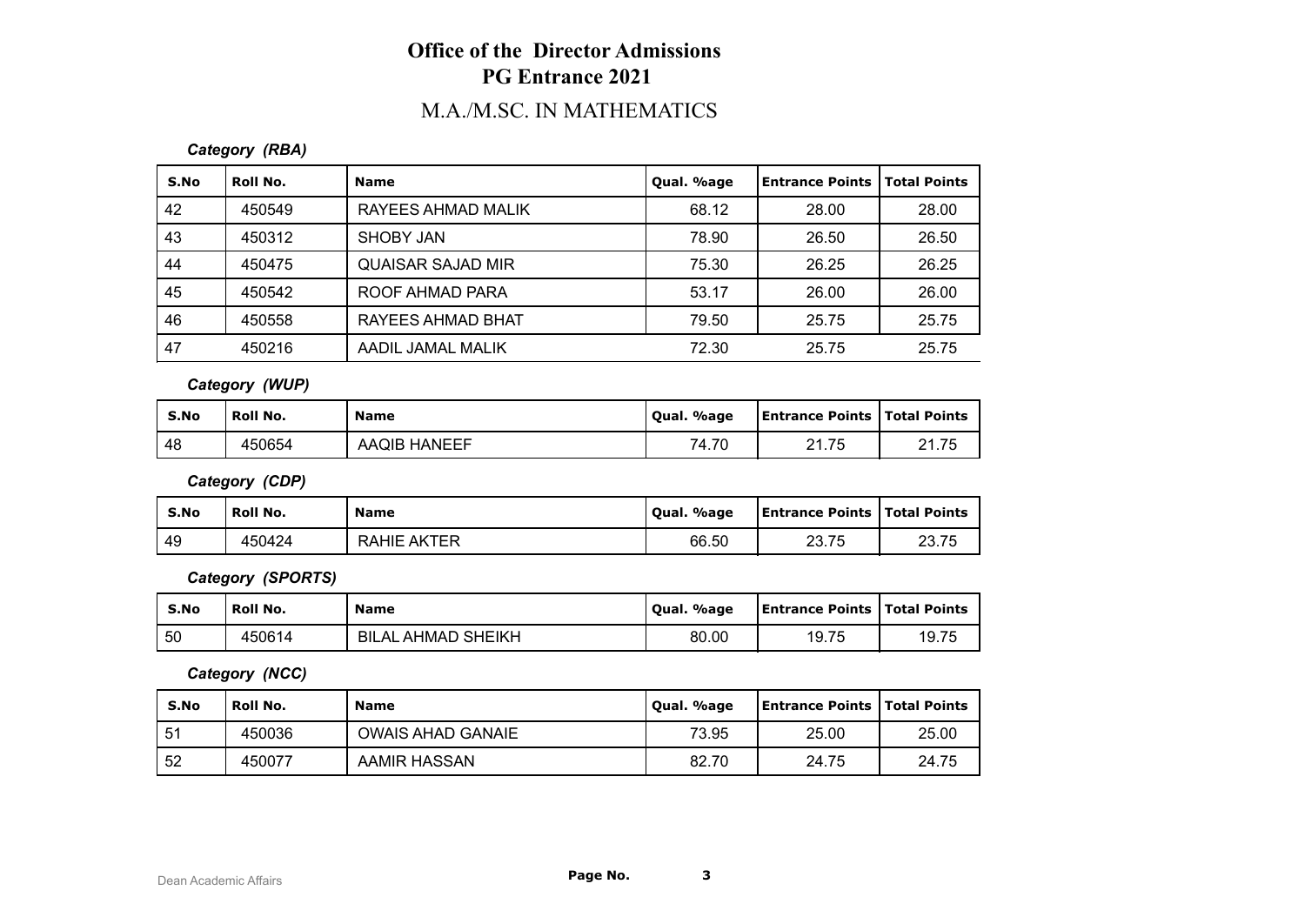# Office of the Director Admissions
# PG Entrance 2021

## M.A./M.SC. IN MATHEMATICS

***Category (RBA)***

| S.No | Roll No. | Name | Qual. %age | Entrance Points | Total Points |
|---|---|---|---|---|---|
| 42 | 450549 | RAYEES AHMAD MALIK | 68.12 | 28.00 | 28.00 |
| 43 | 450312 | SHOBY JAN | 78.90 | 26.50 | 26.50 |
| 44 | 450475 | QUAISAR SAJAD MIR | 75.30 | 26.25 | 26.25 |
| 45 | 450542 | ROOF AHMAD PARA | 53.17 | 26.00 | 26.00 |
| 46 | 450558 | RAYEES AHMAD BHAT | 79.50 | 25.75 | 25.75 |
| 47 | 450216 | AADIL JAMAL MALIK | 72.30 | 25.75 | 25.75 |

***Category (WUP)***

| S.No | Roll No. | Name | Qual. %age | Entrance Points | Total Points |
|---|---|---|---|---|---|
| 48 | 450654 | AAQIB HANEEF | 74.70 | 21.75 | 21.75 |

***Category (CDP)***

| S.No | Roll No. | Name | Qual. %age | Entrance Points | Total Points |
|---|---|---|---|---|---|
| 49 | 450424 | RAHIE AKTER | 66.50 | 23.75 | 23.75 |

***Category (SPORTS)***

| S.No | Roll No. | Name | Qual. %age | Entrance Points | Total Points |
|---|---|---|---|---|---|
| 50 | 450614 | BILAL AHMAD SHEIKH | 80.00 | 19.75 | 19.75 |

***Category (NCC)***

| S.No | Roll No. | Name | Qual. %age | Entrance Points | Total Points |
|---|---|---|---|---|---|
| 51 | 450036 | OWAIS AHAD GANAIE | 73.95 | 25.00 | 25.00 |
| 52 | 450077 | AAMIR HASSAN | 82.70 | 24.75 | 24.75 |

Dean Academic Affairs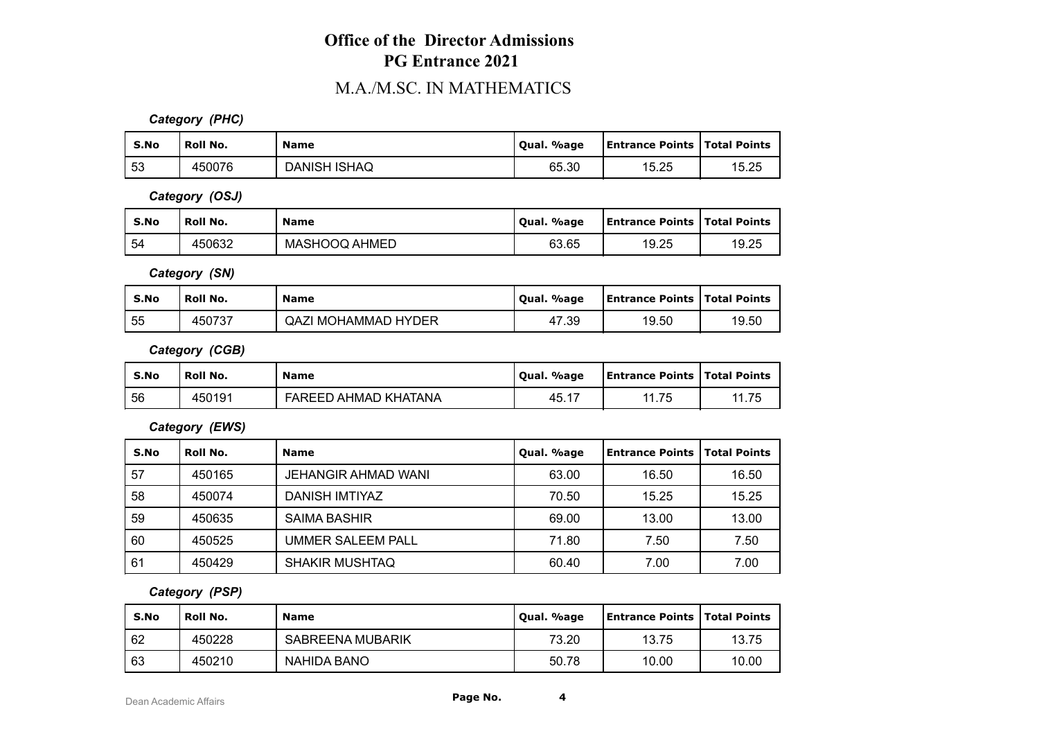# Office of the Director Admissions
# PG Entrance 2021

## M.A./M.SC. IN MATHEMATICS

***Category (PHC)***

| S.No | Roll No. | Name | Qual. %age | Entrance Points | Total Points |
|---|---|---|---|---|---|
| 53 | 450076 | DANISH ISHAQ | 65.30 | 15.25 | 15.25 |

***Category (OSJ)***

| S.No | Roll No. | Name | Qual. %age | Entrance Points | Total Points |
|---|---|---|---|---|---|
| 54 | 450632 | MASHOOQ AHMED | 63.65 | 19.25 | 19.25 |

***Category (SN)***

| S.No | Roll No. | Name | Qual. %age | Entrance Points | Total Points |
|---|---|---|---|---|---|
| 55 | 450737 | QAZI MOHAMMAD HYDER | 47.39 | 19.50 | 19.50 |

***Category (CGB)***

| S.No | Roll No. | Name | Qual. %age | Entrance Points | Total Points |
|---|---|---|---|---|---|
| 56 | 450191 | FAREED AHMAD KHATANA | 45.17 | 11.75 | 11.75 |

***Category (EWS)***

| S.No | Roll No. | Name | Qual. %age | Entrance Points | Total Points |
|---|---|---|---|---|---|
| 57 | 450165 | JEHANGIR AHMAD WANI | 63.00 | 16.50 | 16.50 |
| 58 | 450074 | DANISH IMTIYAZ | 70.50 | 15.25 | 15.25 |
| 59 | 450635 | SAIMA BASHIR | 69.00 | 13.00 | 13.00 |
| 60 | 450525 | UMMER SALEEM PALL | 71.80 | 7.50 | 7.50 |
| 61 | 450429 | SHAKIR MUSHTAQ | 60.40 | 7.00 | 7.00 |

***Category (PSP)***

| S.No | Roll No. | Name | Qual. %age | Entrance Points | Total Points |
|---|---|---|---|---|---|
| 62 | 450228 | SABREENA MUBARIK | 73.20 | 13.75 | 13.75 |
| 63 | 450210 | NAHIDA BANO | 50.78 | 10.00 | 10.00 |

Dean Academic Affairs